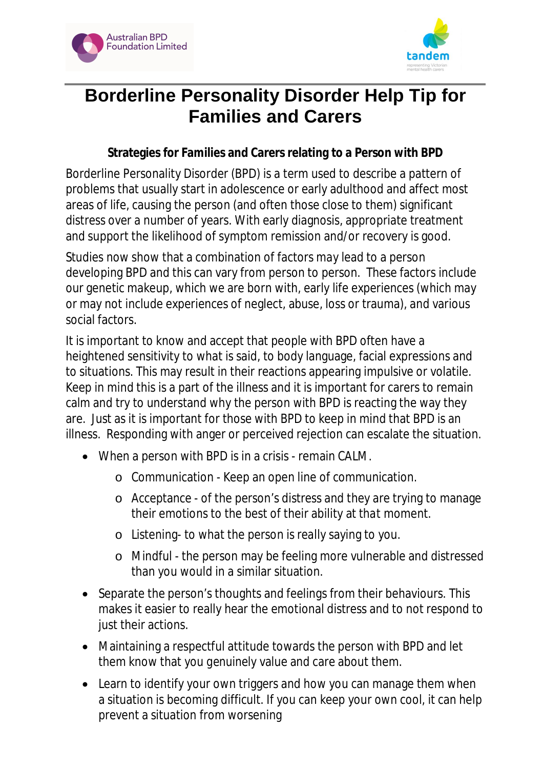# Borderline Personality Disorder Help Tip for Families and Carers

**Strategies for Families and Carers relating to a Person with BPD**

Borderline Personality Disorder (BPD) is a term used to describe a pattern of problems that usually start in adolescence or early adulthood and affect most areas of life, causing the person (and often those close to them) significant distress over a number of years. With early diagnosis, appropriate treatment and support the likelihood of symptom remission and/or recovery is good.

Studies now show that a combination of factors may lead to a person developing BPD and this can vary from person to person. These factors include our genetic makeup, which we are born with, early life experiences (which may or may not include experiences of neglect, abuse, loss or trauma), and various social factors.

It is important to know and accept that people with BPD often have a heightened sensitivity to what is said, to body language, facial expressions and to situations. This may result in their reactions appearing impulsive or volatile. Keep in mind this is a part of the illness and it is important for carers to remain calm and try to understand why the person with BPD is reacting the way they are. Just as it is important for those with BPD to keep in mind that BPD is an illness. Responding with anger or perceived rejection can escalate the situation.

- When a person with BPD is in a crisis - remain CALM.
  - Communication - Keep an open line of communication.
  - Acceptance - of the person's distress and they are trying to manage their emotions to the best of their ability at that moment.
  - Listening- to what the person is really saying to you.
  - Mindful - the person may be feeling more vulnerable and distressed than you would in a similar situation.
- Separate the person's thoughts and feelings from their behaviours. This makes it easier to really hear the emotional distress and to not respond to just their actions.
- Maintaining a respectful attitude towards the person with BPD and let them know that you genuinely value and care about them.
- Learn to identify your own triggers and how you can manage them when a situation is becoming difficult. If you can keep your own cool, it can help prevent a situation from worsening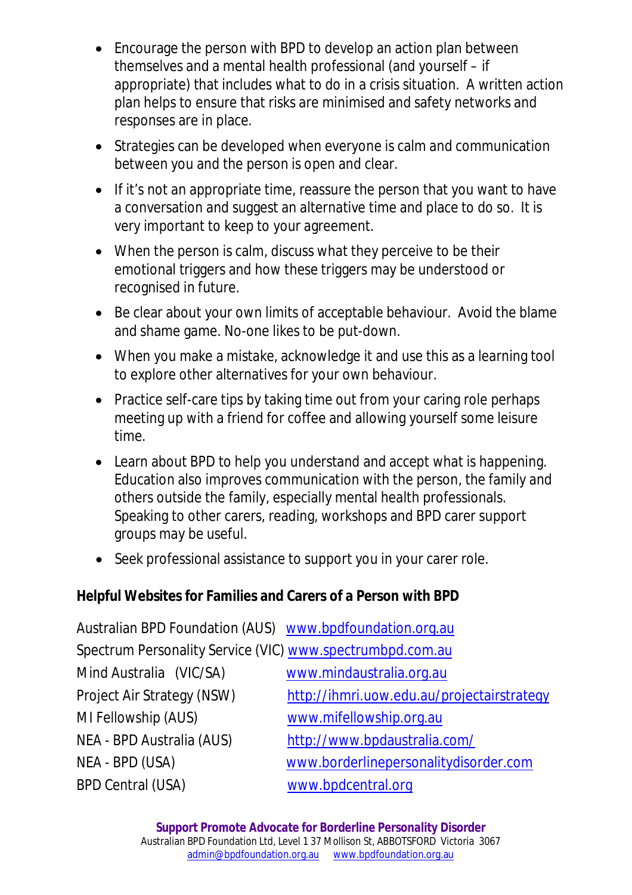- Encourage the person with BPD to develop an action plan between themselves and a mental health professional (and yourself – if appropriate) that includes what to do in a crisis situation. A written action plan helps to ensure that risks are minimised and safety networks and responses are in place.
- Strategies can be developed when everyone is calm and communication between you and the person is open and clear.
- If it's not an appropriate time, reassure the person that you want to have a conversation and suggest an alternative time and place to do so. It is very important to keep to your agreement.
- When the person is calm, discuss what they perceive to be their emotional triggers and how these triggers may be understood or recognised in future.
- Be clear about your own limits of acceptable behaviour. Avoid the blame and shame game. No-one likes to be put-down.
- When you make a mistake, acknowledge it and use this as a learning tool to explore other alternatives for your own behaviour.
- Practice self-care tips by taking time out from your caring role perhaps meeting up with a friend for coffee and allowing yourself some leisure time.
- Learn about BPD to help you understand and accept what is happening. Education also improves communication with the person, the family and others outside the family, especially mental health professionals. Speaking to other carers, reading, workshops and BPD carer support groups may be useful.
- Seek professional assistance to support you in your carer role.

**Helpful Websites for Families and Carers of a Person with BPD**

| | |
|---|---|
| Australian BPD Foundation (AUS) | www.bpdfoundation.org.au |
| Spectrum Personality Service (VIC) | www.spectrumbpd.com.au |
| Mind Australia (VIC/SA) | www.mindaustralia.org.au |
| Project Air Strategy (NSW) | http://ihmri.uow.edu.au/projectairstrategy |
| MI Fellowship (AUS) | www.mifellowship.org.au |
| NEA - BPD Australia (AUS) | http://www.bpdaustralia.com/ |
| NEA - BPD (USA) | www.borderlinepersonalitydisorder.com |
| BPD Central (USA) | www.bpdcentral.org |

**Support Promote Advocate for Borderline Personality Disorder**
Australian BPD Foundation Ltd, Level 1 37 Mollison St, ABBOTSFORD Victoria 3067
admin@bpdfoundation.org.au www.bpdfoundation.org.au